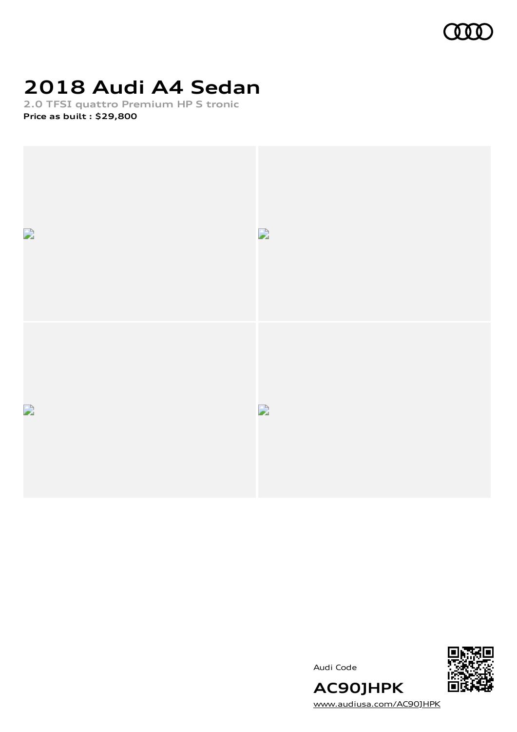# 2018 Audi A4 Sedan

**2.0 TFSI quattro Premium HP S tronic**

**Price as built : $29,800**

Audi Code

**AC90JHPK**

www.audiusa.com/AC90JHPK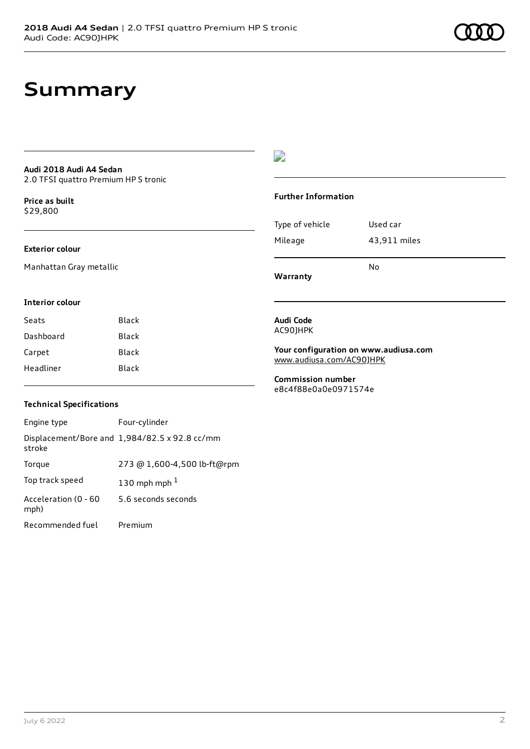# Summary

**Audi 2018 Audi A4 Sedan**
2.0 TFSI quattro Premium HP S tronic

**Price as built**
$29,800

### Exterior colour

Manhattan Gray metallic

### Interior colour

| Seats | Black |
|---|---|
| Dashboard | Black |
| Carpet | Black |
| Headliner | Black |

### Technical Specifications

| Engine type | Four-cylinder |
|---|---|
| Displacement/Bore and stroke | 1,984/82.5 x 92.8 cc/mm |
| Torque | 273 @ 1,600-4,500 lb-ft@rpm |
| Top track speed | 130 mph mph [1] |
| Acceleration (0 - 60 mph) | 5.6 seconds seconds |
| Recommended fuel | Premium |

### Further Information

| Type of vehicle | Used car |
|---|---|
| Mileage | 43,911 miles |
| **Warranty** | No |

**Audi Code**
AC90JHPK

**Your configuration on www.audiusa.com**
www.audiusa.com/AC90JHPK

**Commission number**
e8c4f88e0a0e0971574e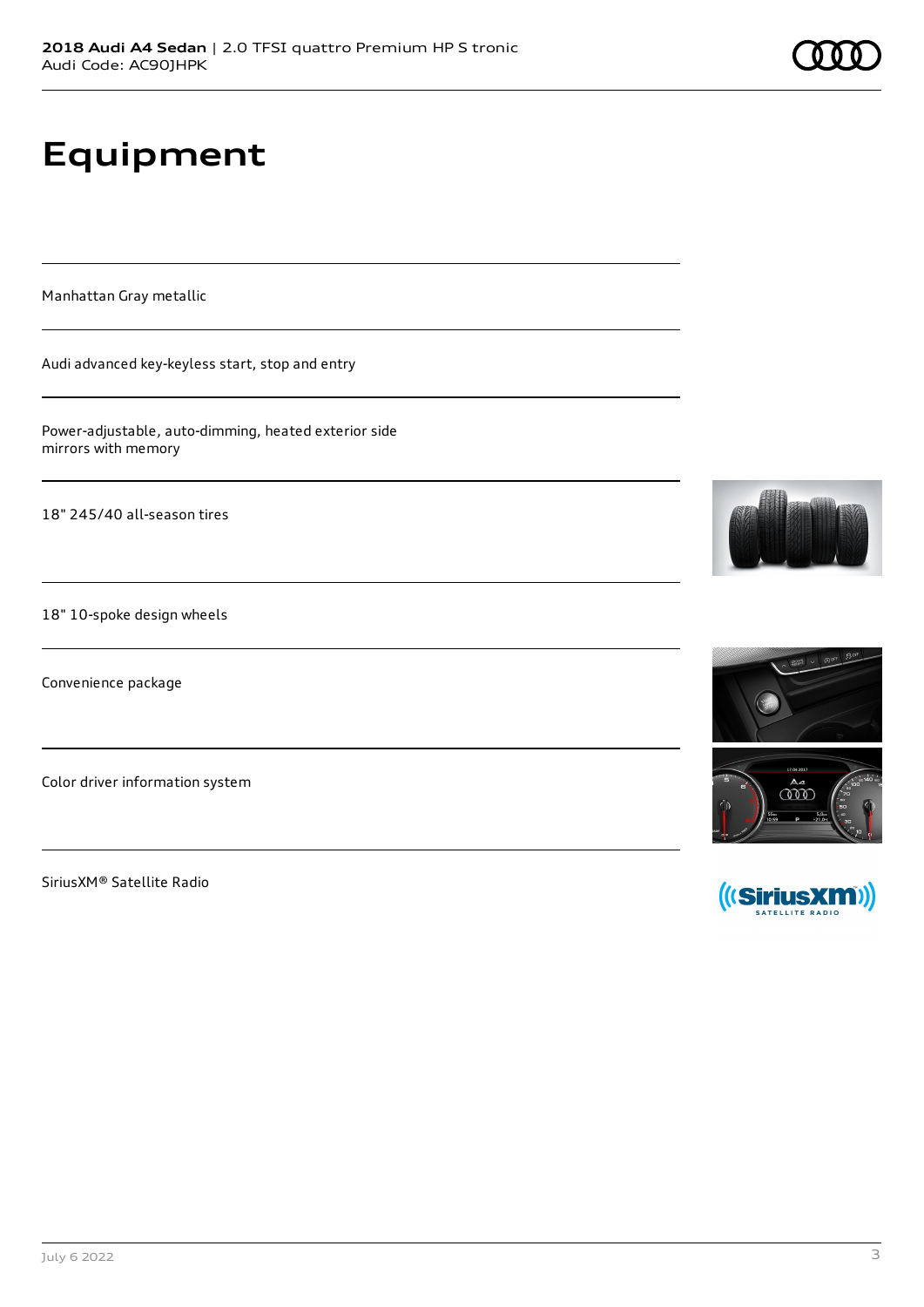# Equipment

Manhattan Gray metallic

Audi advanced key-keyless start, stop and entry

Power-adjustable, auto-dimming, heated exterior side mirrors with memory

18" 245/40 all-season tires

18" 10-spoke design wheels

Convenience package

Color driver information system

SiriusXM® Satellite Radio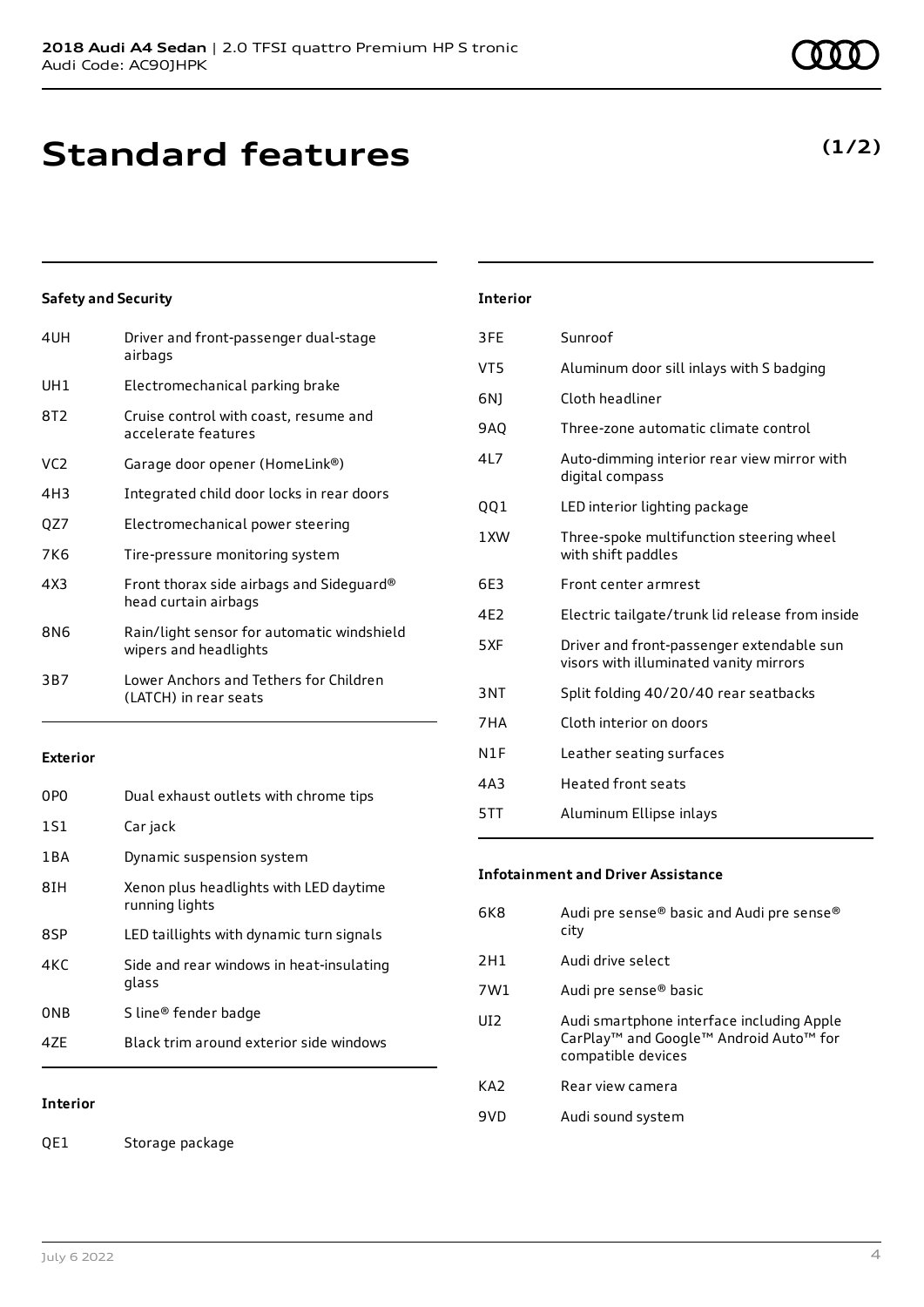# Standard features

**(1/2)**

### Safety and Security

| | |
|---|---|
| 4UH | Driver and front-passenger dual-stage airbags |
| UH1 | Electromechanical parking brake |
| 8T2 | Cruise control with coast, resume and accelerate features |
| VC2 | Garage door opener (HomeLink®) |
| 4H3 | Integrated child door locks in rear doors |
| QZ7 | Electromechanical power steering |
| 7K6 | Tire-pressure monitoring system |
| 4X3 | Front thorax side airbags and Sideguard® head curtain airbags |
| 8N6 | Rain/light sensor for automatic windshield wipers and headlights |
| 3B7 | Lower Anchors and Tethers for Children (LATCH) in rear seats |

### Exterior

| | |
|---|---|
| 0P0 | Dual exhaust outlets with chrome tips |
| 1S1 | Car jack |
| 1BA | Dynamic suspension system |
| 8IH | Xenon plus headlights with LED daytime running lights |
| 8SP | LED taillights with dynamic turn signals |
| 4KC | Side and rear windows in heat-insulating glass |
| 0NB | S line® fender badge |
| 4ZE | Black trim around exterior side windows |

### Interior

| | |
|---|---|
| QE1 | Storage package |
| 3FE | Sunroof |
| VT5 | Aluminum door sill inlays with S badging |
| 6NJ | Cloth headliner |
| 9AQ | Three-zone automatic climate control |
| 4L7 | Auto-dimming interior rear view mirror with digital compass |
| QQ1 | LED interior lighting package |
| 1XW | Three-spoke multifunction steering wheel with shift paddles |
| 6E3 | Front center armrest |
| 4E2 | Electric tailgate/trunk lid release from inside |
| 5XF | Driver and front-passenger extendable sun visors with illuminated vanity mirrors |
| 3NT | Split folding 40/20/40 rear seatbacks |
| 7HA | Cloth interior on doors |
| N1F | Leather seating surfaces |
| 4A3 | Heated front seats |
| 5TT | Aluminum Ellipse inlays |

### Infotainment and Driver Assistance

| | |
|---|---|
| 6K8 | Audi pre sense® basic and Audi pre sense® city |
| 2H1 | Audi drive select |
| 7W1 | Audi pre sense® basic |
| UI2 | Audi smartphone interface including Apple CarPlay™ and Google™ Android Auto™ for compatible devices |
| KA2 | Rear view camera |
| 9VD | Audi sound system |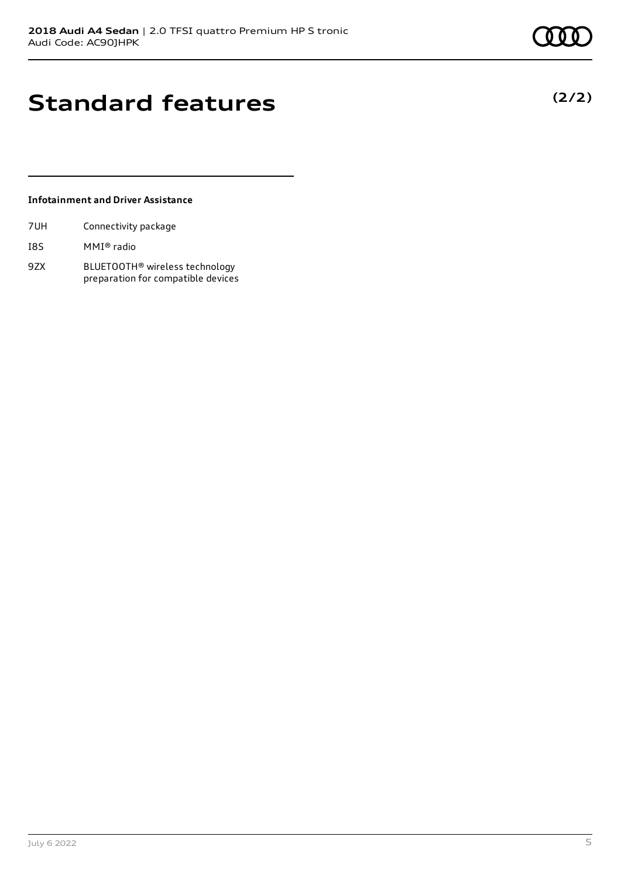# Standard features

**(2/2)**

**Infotainment and Driver Assistance**

| | |
|---|---|
| 7UH | Connectivity package |
| I8S | MMI® radio |
| 9ZX | BLUETOOTH® wireless technology preparation for compatible devices |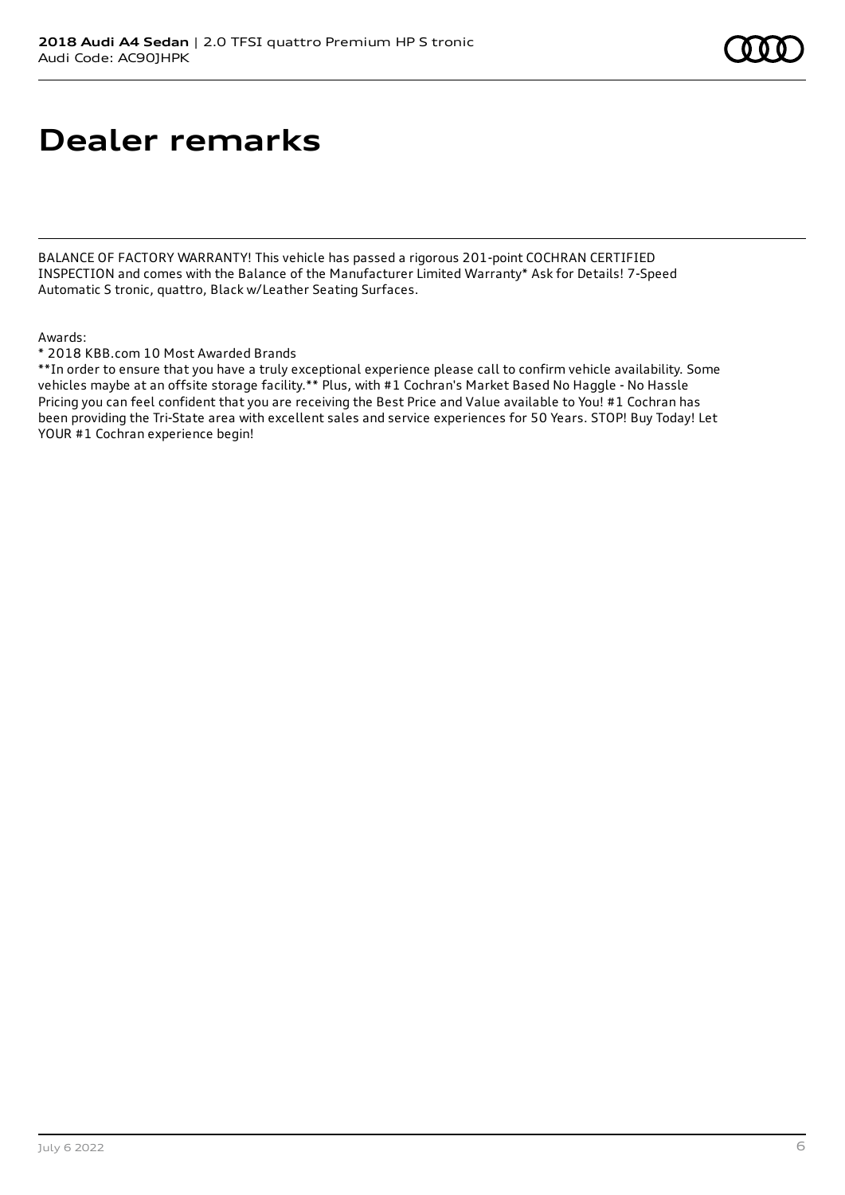# Dealer remarks

BALANCE OF FACTORY WARRANTY! This vehicle has passed a rigorous 201-point COCHRAN CERTIFIED INSPECTION and comes with the Balance of the Manufacturer Limited Warranty* Ask for Details! 7-Speed Automatic S tronic, quattro, Black w/Leather Seating Surfaces.

Awards:

* 2018 KBB.com 10 Most Awarded Brands

**In order to ensure that you have a truly exceptional experience please call to confirm vehicle availability. Some vehicles maybe at an offsite storage facility.** Plus, with #1 Cochran's Market Based No Haggle - No Hassle Pricing you can feel confident that you are receiving the Best Price and Value available to You! #1 Cochran has been providing the Tri-State area with excellent sales and service experiences for 50 Years. STOP! Buy Today! Let YOUR #1 Cochran experience begin!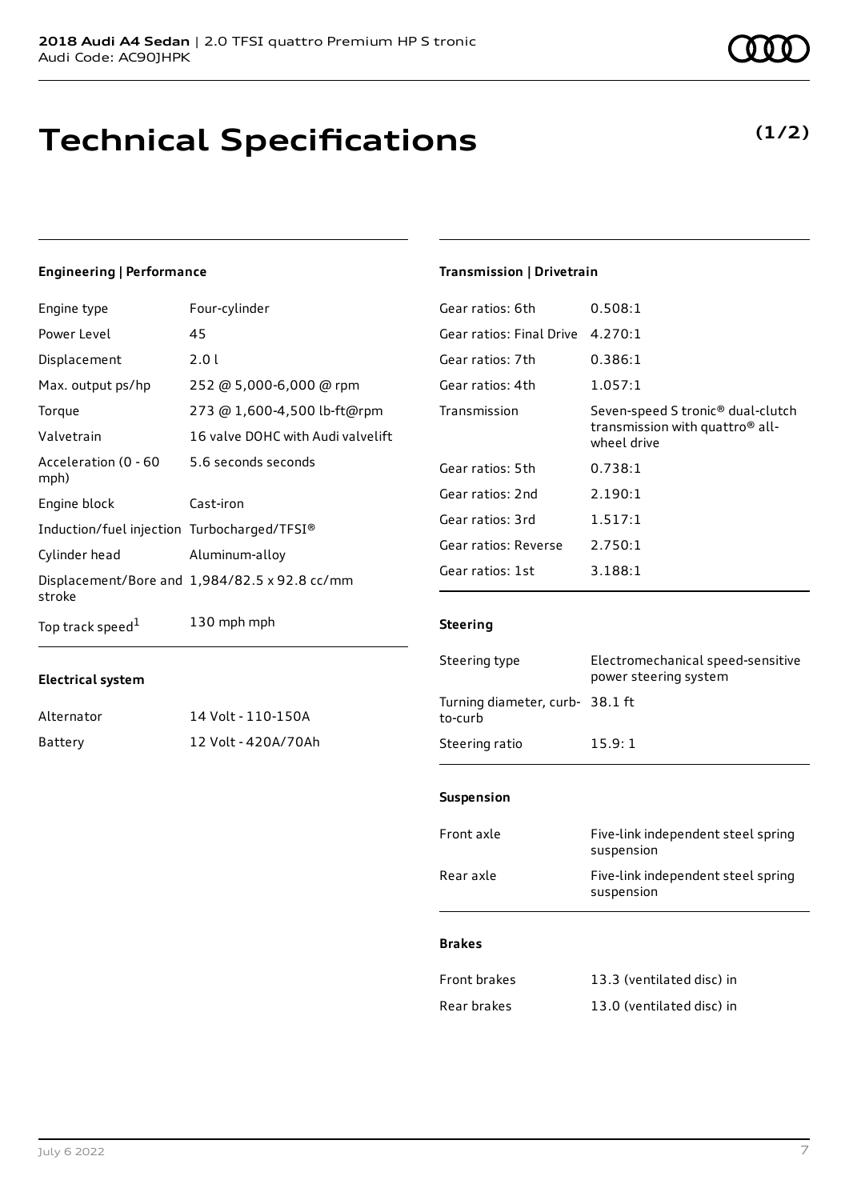**2018 Audi A4 Sedan** | 2.0 TFSI quattro Premium HP S tronic
Audi Code: AC9OJHPK

# Technical Specifications

**(1/2)**

### Engineering | Performance

| | |
|---|---|
| Engine type | Four-cylinder |
| Power Level | 45 |
| Displacement | 2.0 l |
| Max. output ps/hp | 252 @ 5,000-6,000 @ rpm |
| Torque | 273 @ 1,600-4,500 lb-ft@rpm |
| Valvetrain | 16 valve DOHC with Audi valvelift |
| Acceleration (0 - 60 mph) | 5.6 seconds seconds |
| Engine block | Cast-iron |
| Induction/fuel injection | Turbocharged/TFSI® |
| Cylinder head | Aluminum-alloy |
| Displacement/Bore and stroke | 1,984/82.5 x 92.8 cc/mm |
| Top track speed[1] | 130 mph mph |

### Electrical system

| | |
|---|---|
| Alternator | 14 Volt - 110-150A |
| Battery | 12 Volt - 420A/70Ah |

### Transmission | Drivetrain

| | |
|---|---|
| Gear ratios: 6th | 0.508:1 |
| Gear ratios: Final Drive | 4.270:1 |
| Gear ratios: 7th | 0.386:1 |
| Gear ratios: 4th | 1.057:1 |
| Transmission | Seven-speed S tronic® dual-clutch transmission with quattro® all-wheel drive |
| Gear ratios: 5th | 0.738:1 |
| Gear ratios: 2nd | 2.190:1 |
| Gear ratios: 3rd | 1.517:1 |
| Gear ratios: Reverse | 2.750:1 |
| Gear ratios: 1st | 3.188:1 |

### Steering

| | |
|---|---|
| Steering type | Electromechanical speed-sensitive power steering system |
| Turning diameter, curb-to-curb | 38.1 ft |
| Steering ratio | 15.9: 1 |

### Suspension

| | |
|---|---|
| Front axle | Five-link independent steel spring suspension |
| Rear axle | Five-link independent steel spring suspension |

### Brakes

| | |
|---|---|
| Front brakes | 13.3 (ventilated disc) in |
| Rear brakes | 13.0 (ventilated disc) in |

July 6 2022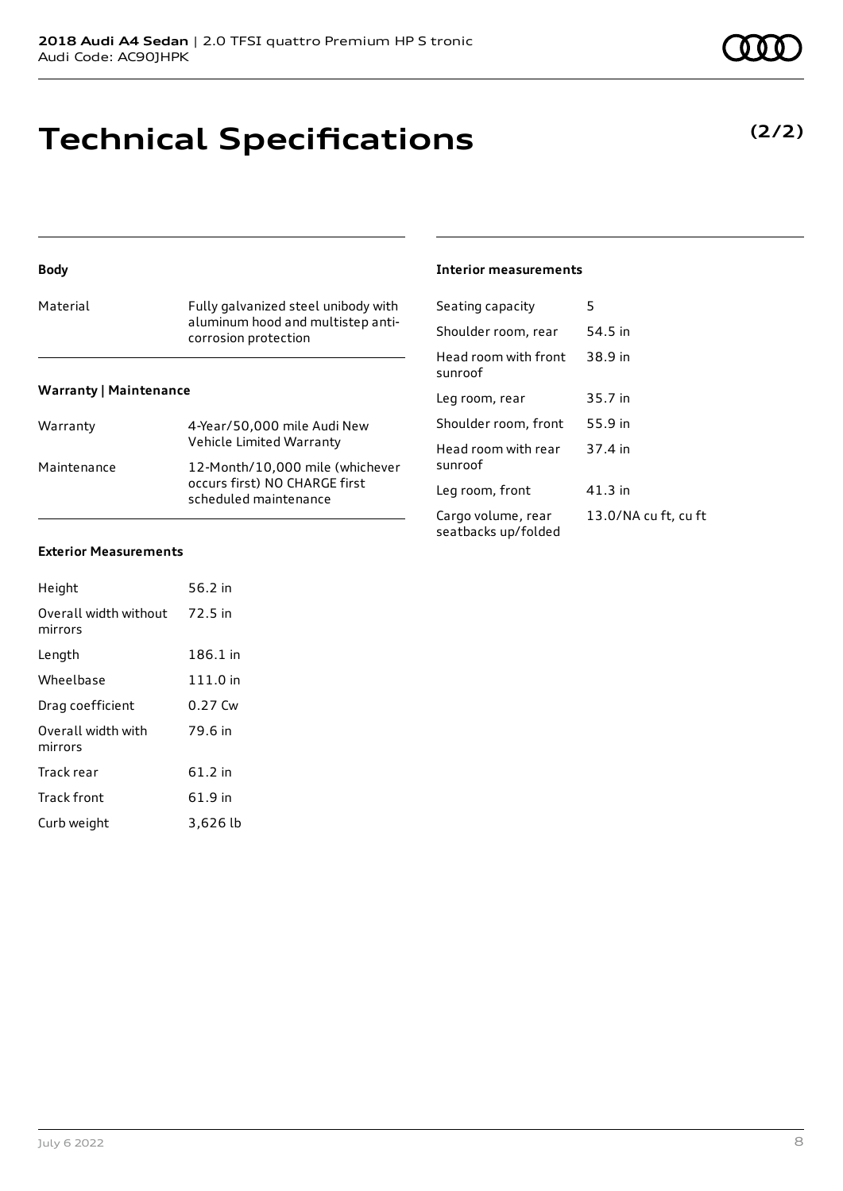# Technical Specifications

**(2/2)**

### Body

| | |
|---|---|
| Material | Fully galvanized steel unibody with aluminum hood and multistep anti-corrosion protection |

### Warranty | Maintenance

| | |
|---|---|
| Warranty | 4-Year/50,000 mile Audi New Vehicle Limited Warranty |
| Maintenance | 12-Month/10,000 mile (whichever occurs first) NO CHARGE first scheduled maintenance |

### Exterior Measurements

| | |
|---|---|
| Height | 56.2 in |
| Overall width without mirrors | 72.5 in |
| Length | 186.1 in |
| Wheelbase | 111.0 in |
| Drag coefficient | 0.27 Cw |
| Overall width with mirrors | 79.6 in |
| Track rear | 61.2 in |
| Track front | 61.9 in |
| Curb weight | 3,626 lb |

### Interior measurements

| | |
|---|---|
| Seating capacity | 5 |
| Shoulder room, rear | 54.5 in |
| Head room with front sunroof | 38.9 in |
| Leg room, rear | 35.7 in |
| Shoulder room, front | 55.9 in |
| Head room with rear sunroof | 37.4 in |
| Leg room, front | 41.3 in |
| Cargo volume, rear seatbacks up/folded | 13.0/NA cu ft, cu ft |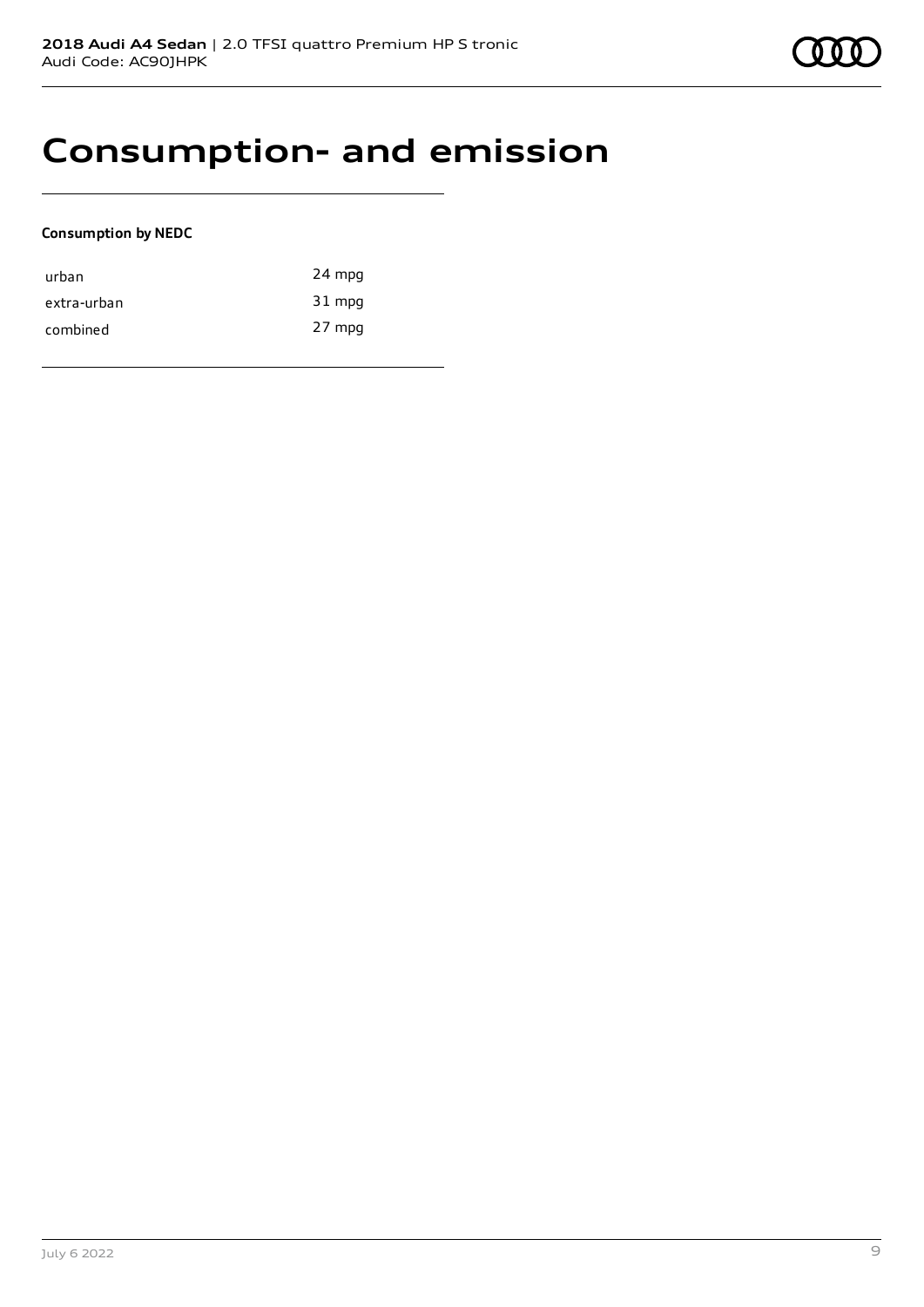# Consumption- and emission

**Consumption by NEDC**

| | |
|---|---|
| urban | 24 mpg |
| extra-urban | 31 mpg |
| combined | 27 mpg |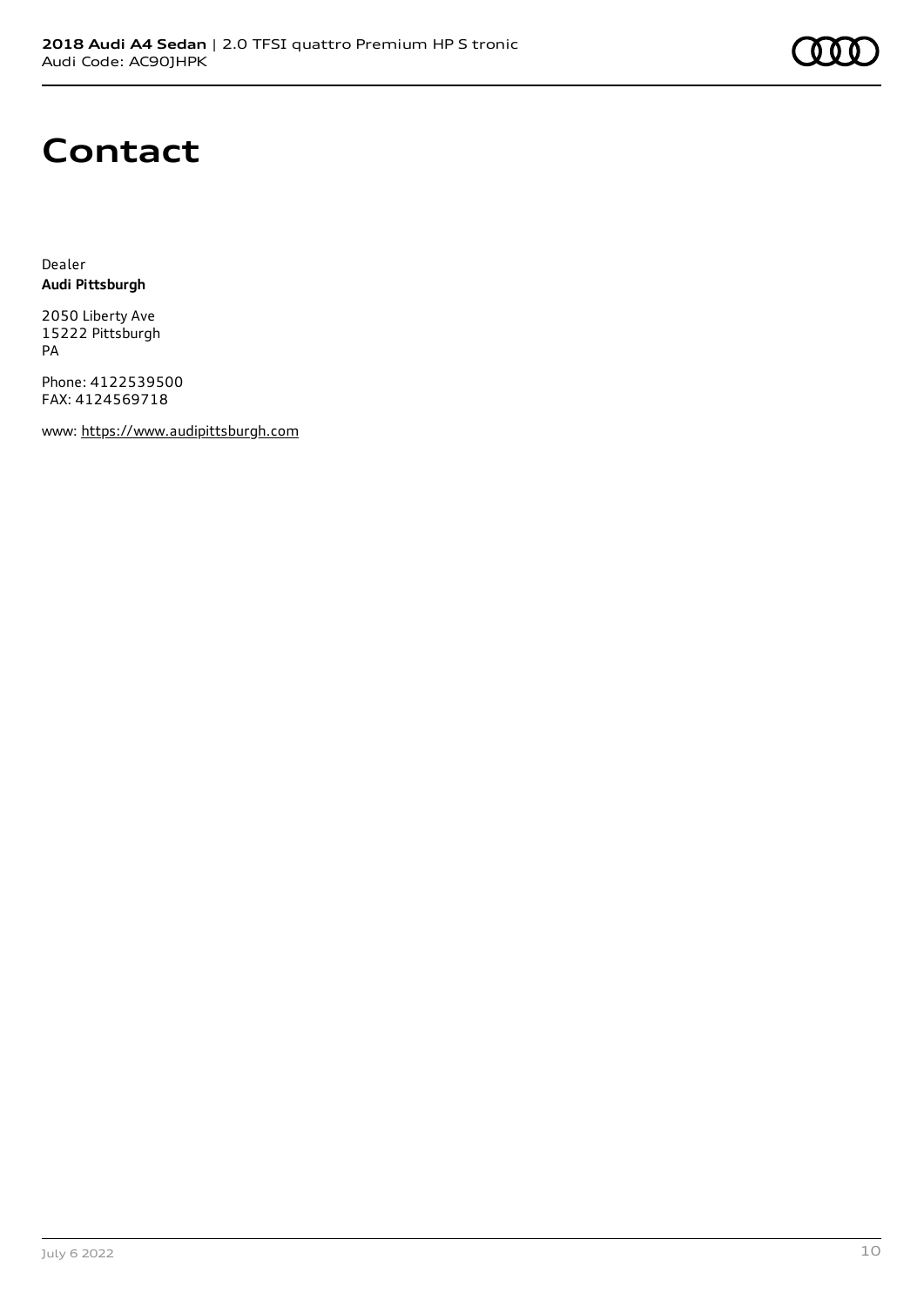# Contact

Dealer
**Audi Pittsburgh**

2050 Liberty Ave
15222 Pittsburgh
PA

Phone: 4122539500
FAX: 4124569718

www: https://www.audipittsburgh.com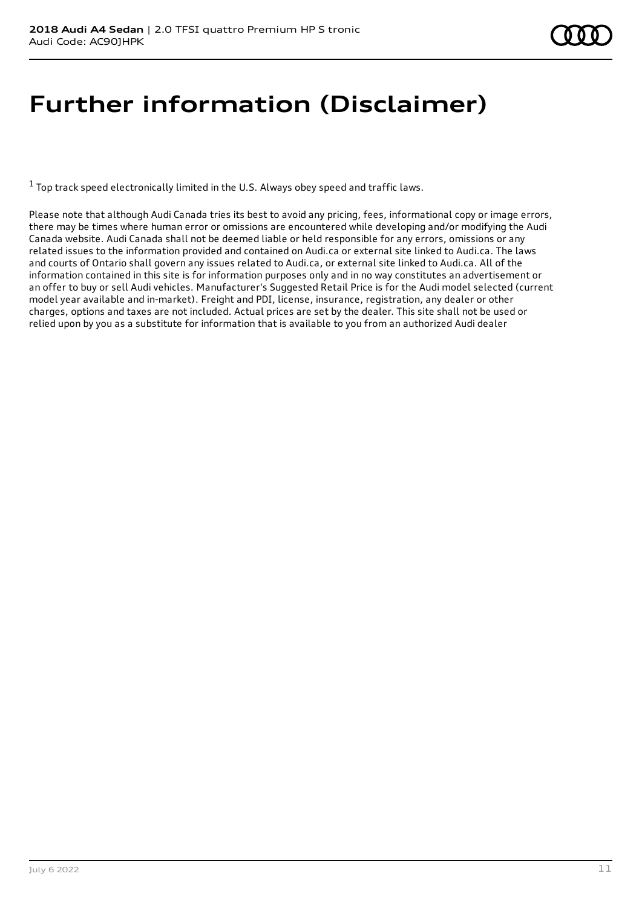# Further information (Disclaimer)

[1] Top track speed electronically limited in the U.S. Always obey speed and traffic laws.

Please note that although Audi Canada tries its best to avoid any pricing, fees, informational copy or image errors, there may be times where human error or omissions are encountered while developing and/or modifying the Audi Canada website. Audi Canada shall not be deemed liable or held responsible for any errors, omissions or any related issues to the information provided and contained on Audi.ca or external site linked to Audi.ca. The laws and courts of Ontario shall govern any issues related to Audi.ca, or external site linked to Audi.ca. All of the information contained in this site is for information purposes only and in no way constitutes an advertisement or an offer to buy or sell Audi vehicles. Manufacturer's Suggested Retail Price is for the Audi model selected (current model year available and in-market). Freight and PDI, license, insurance, registration, any dealer or other charges, options and taxes are not included. Actual prices are set by the dealer. This site shall not be used or relied upon by you as a substitute for information that is available to you from an authorized Audi dealer